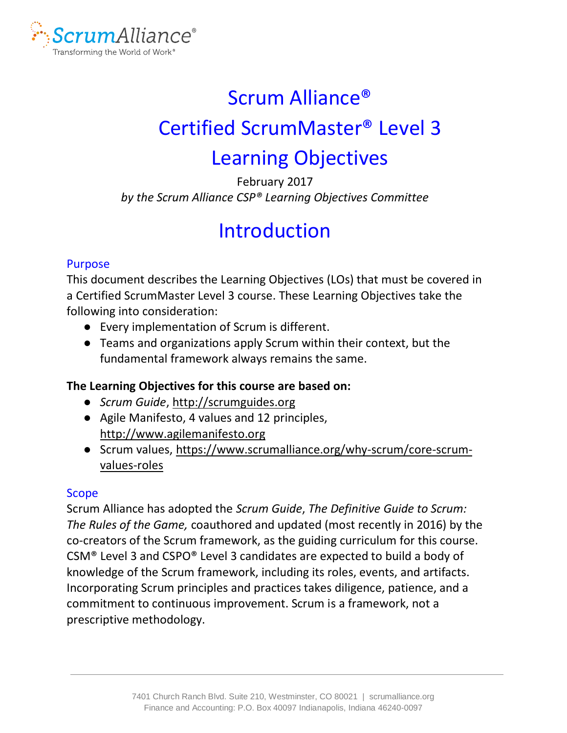# Scrum Alliance®

# Certified ScrumMaster® Level 3

# Learning Objectives

February 2017

*by the Scrum Alliance CSP® Learning Objectives Committee*

# Introduction

## Purpose

This document describes the Learning Objectives (LOs) that must be covered in a Certified ScrumMaster Level 3 course. These Learning Objectives take the following into consideration:

- Every implementation of Scrum is different.
- Teams and organizations apply Scrum within their context, but the fundamental framework always remains the same.

**The Learning Objectives for this course are based on:**

- *Scrum Guide*, http://scrumguides.org
- Agile Manifesto, 4 values and 12 principles, http://www.agilemanifesto.org
- Scrum values, https://www.scrumalliance.org/why-scrum/core-scrum-values-roles

## Scope

Scrum Alliance has adopted the *Scrum Guide*, *The Definitive Guide to Scrum: The Rules of the Game,* coauthored and updated (most recently in 2016) by the co-creators of the Scrum framework, as the guiding curriculum for this course. CSM® Level 3 and CSPO® Level 3 candidates are expected to build a body of knowledge of the Scrum framework, including its roles, events, and artifacts. Incorporating Scrum principles and practices takes diligence, patience, and a commitment to continuous improvement. Scrum is a framework, not a prescriptive methodology.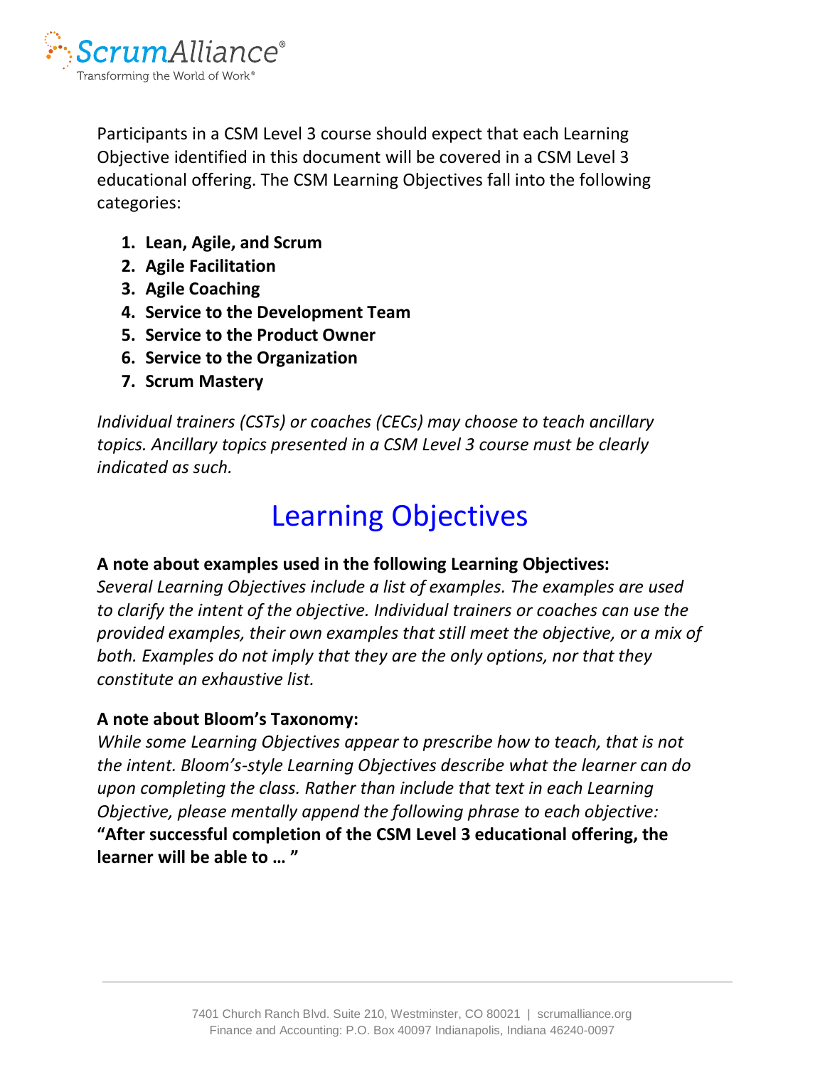Participants in a CSM Level 3 course should expect that each Learning Objective identified in this document will be covered in a CSM Level 3 educational offering. The CSM Learning Objectives fall into the following categories:

1. **Lean, Agile, and Scrum**
2. **Agile Facilitation**
3. **Agile Coaching**
4. **Service to the Development Team**
5. **Service to the Product Owner**
6. **Service to the Organization**
7. **Scrum Mastery**

*Individual trainers (CSTs) or coaches (CECs) may choose to teach ancillary topics. Ancillary topics presented in a CSM Level 3 course must be clearly indicated as such.*

# Learning Objectives

**A note about examples used in the following Learning Objectives:**
*Several Learning Objectives include a list of examples. The examples are used to clarify the intent of the objective. Individual trainers or coaches can use the provided examples, their own examples that still meet the objective, or a mix of both. Examples do not imply that they are the only options, nor that they constitute an exhaustive list.*

**A note about Bloom's Taxonomy:**
*While some Learning Objectives appear to prescribe how to teach, that is not the intent. Bloom's-style Learning Objectives describe what the learner can do upon completing the class. Rather than include that text in each Learning Objective, please mentally append the following phrase to each objective:*
**"After successful completion of the CSM Level 3 educational offering, the learner will be able to … "**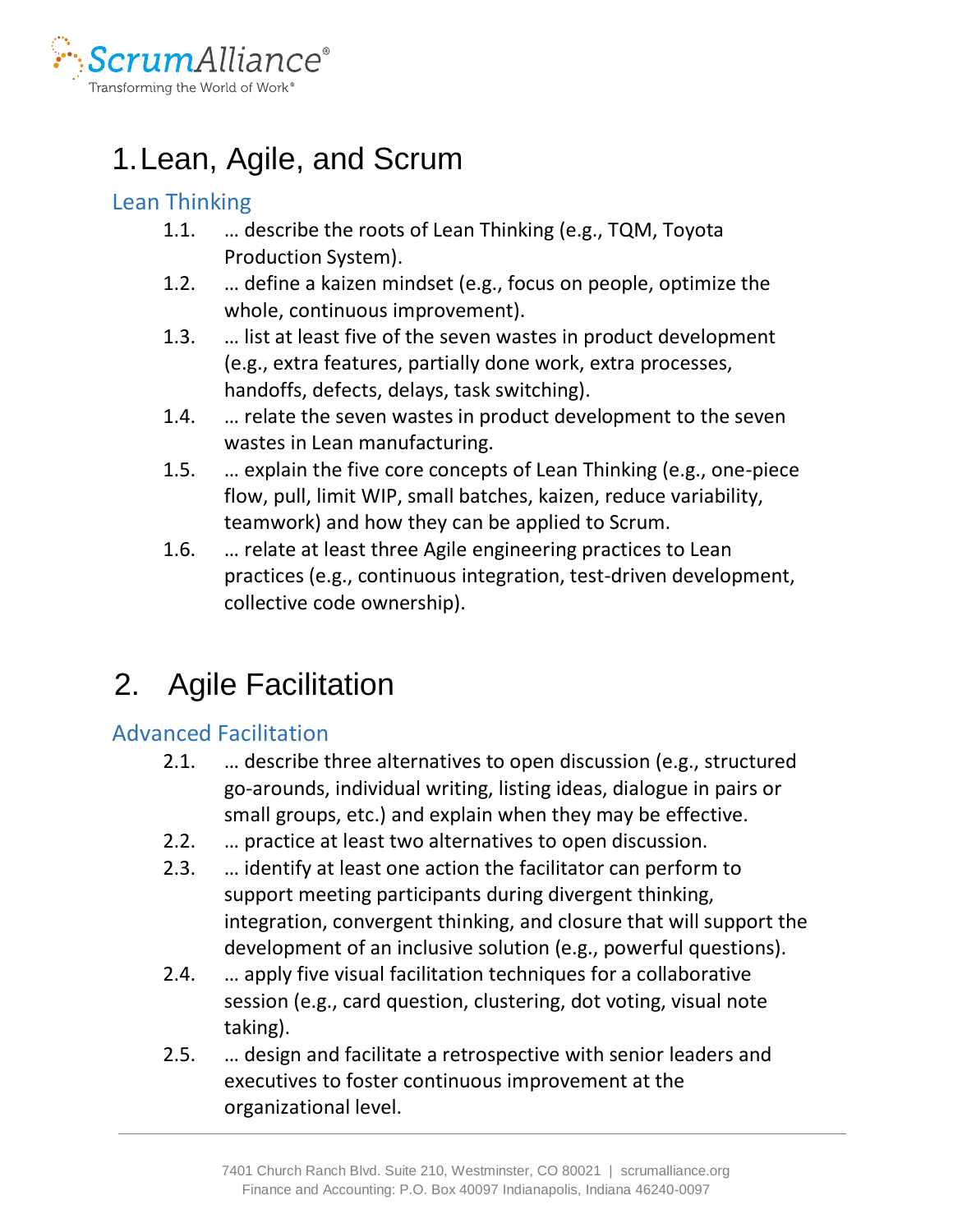# 1. Lean, Agile, and Scrum

## Lean Thinking

1.1. … describe the roots of Lean Thinking (e.g., TQM, Toyota Production System).

1.2. … define a kaizen mindset (e.g., focus on people, optimize the whole, continuous improvement).

1.3. … list at least five of the seven wastes in product development (e.g., extra features, partially done work, extra processes, handoffs, defects, delays, task switching).

1.4. … relate the seven wastes in product development to the seven wastes in Lean manufacturing.

1.5. … explain the five core concepts of Lean Thinking (e.g., one-piece flow, pull, limit WIP, small batches, kaizen, reduce variability, teamwork) and how they can be applied to Scrum.

1.6. … relate at least three Agile engineering practices to Lean practices (e.g., continuous integration, test-driven development, collective code ownership).

# 2. Agile Facilitation

## Advanced Facilitation

2.1. … describe three alternatives to open discussion (e.g., structured go-arounds, individual writing, listing ideas, dialogue in pairs or small groups, etc.) and explain when they may be effective.

2.2. … practice at least two alternatives to open discussion.

2.3. … identify at least one action the facilitator can perform to support meeting participants during divergent thinking, integration, convergent thinking, and closure that will support the development of an inclusive solution (e.g., powerful questions).

2.4. … apply five visual facilitation techniques for a collaborative session (e.g., card question, clustering, dot voting, visual note taking).

2.5. … design and facilitate a retrospective with senior leaders and executives to foster continuous improvement at the organizational level.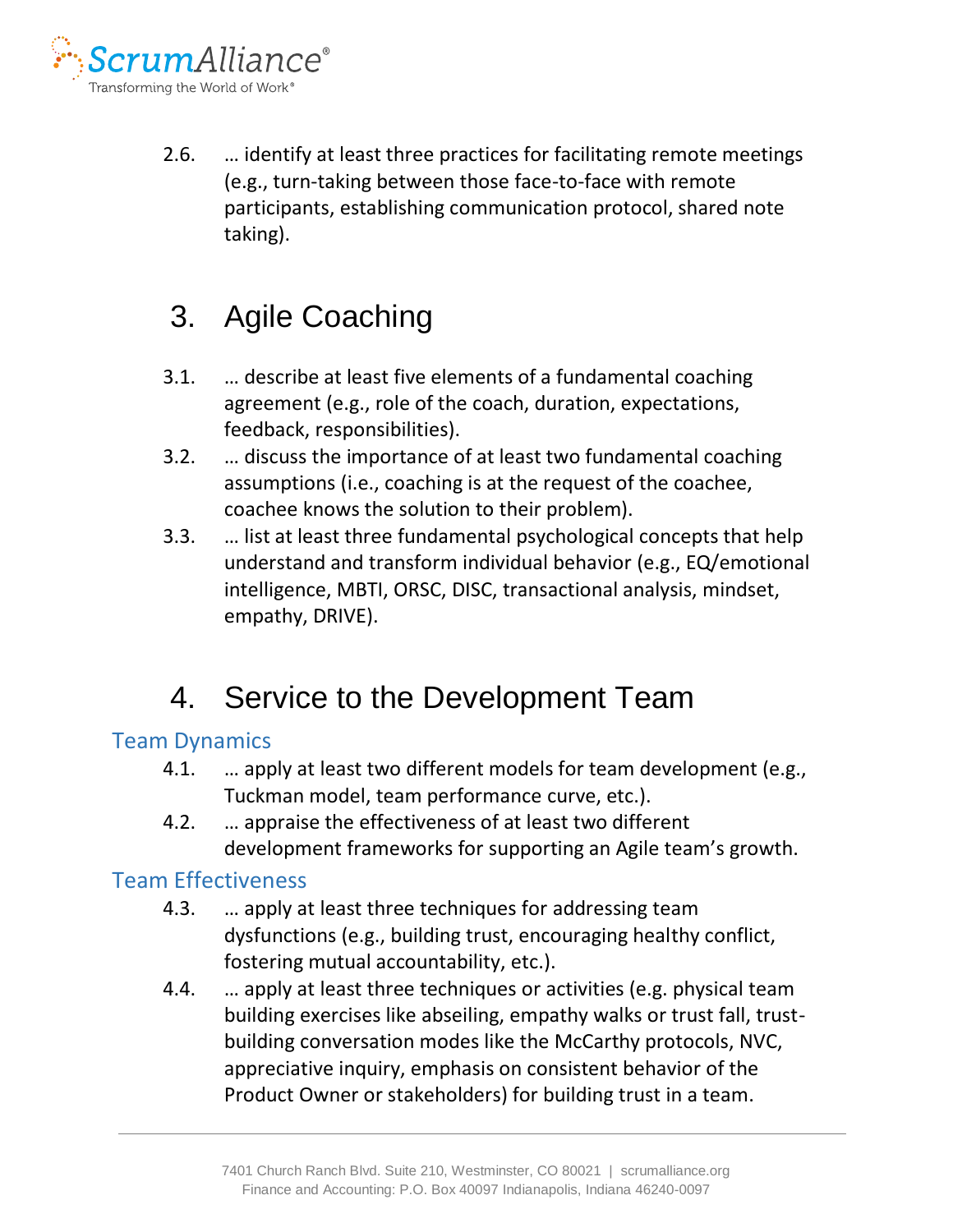2.6. … identify at least three practices for facilitating remote meetings (e.g., turn-taking between those face-to-face with remote participants, establishing communication protocol, shared note taking).

# 3. Agile Coaching

3.1. … describe at least five elements of a fundamental coaching agreement (e.g., role of the coach, duration, expectations, feedback, responsibilities).

3.2. … discuss the importance of at least two fundamental coaching assumptions (i.e., coaching is at the request of the coachee, coachee knows the solution to their problem).

3.3. … list at least three fundamental psychological concepts that help understand and transform individual behavior (e.g., EQ/emotional intelligence, MBTI, ORSC, DISC, transactional analysis, mindset, empathy, DRIVE).

# 4. Service to the Development Team

## Team Dynamics

4.1. … apply at least two different models for team development (e.g., Tuckman model, team performance curve, etc.).

4.2. … appraise the effectiveness of at least two different development frameworks for supporting an Agile team's growth.

## Team Effectiveness

4.3. … apply at least three techniques for addressing team dysfunctions (e.g., building trust, encouraging healthy conflict, fostering mutual accountability, etc.).

4.4. … apply at least three techniques or activities (e.g. physical team building exercises like abseiling, empathy walks or trust fall, trust-building conversation modes like the McCarthy protocols, NVC, appreciative inquiry, emphasis on consistent behavior of the Product Owner or stakeholders) for building trust in a team.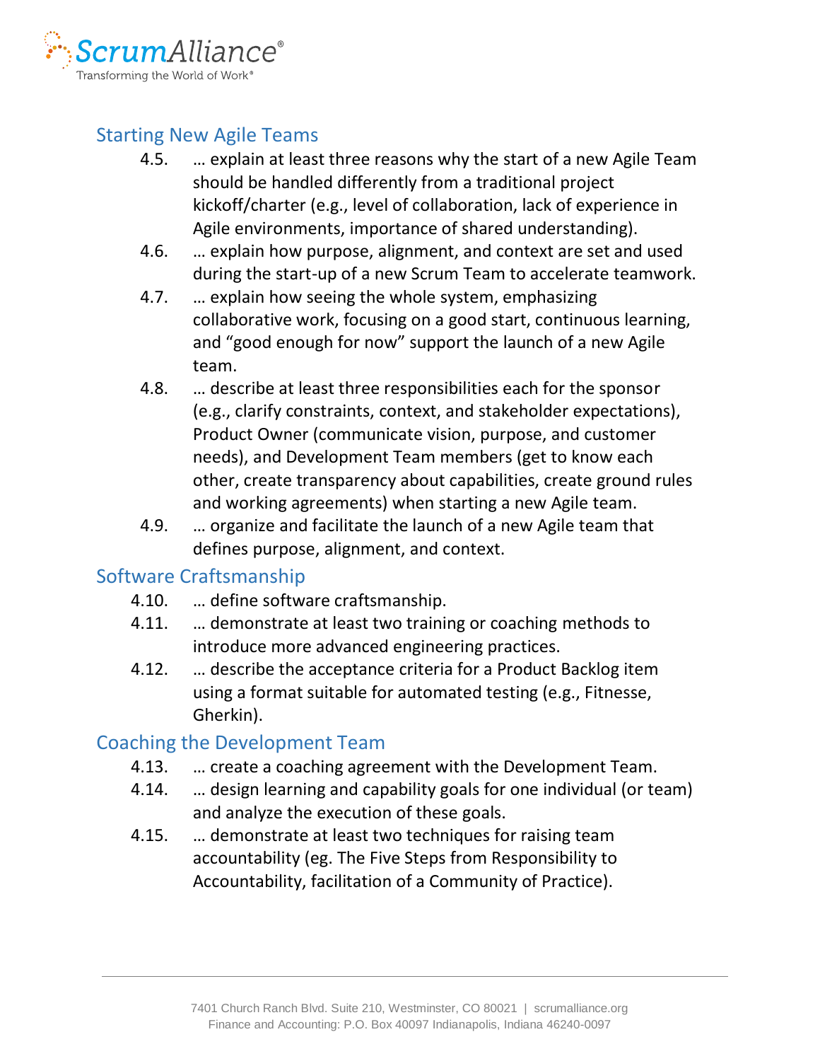## Starting New Agile Teams

4.5. … explain at least three reasons why the start of a new Agile Team should be handled differently from a traditional project kickoff/charter (e.g., level of collaboration, lack of experience in Agile environments, importance of shared understanding).

4.6. … explain how purpose, alignment, and context are set and used during the start-up of a new Scrum Team to accelerate teamwork.

4.7. … explain how seeing the whole system, emphasizing collaborative work, focusing on a good start, continuous learning, and "good enough for now" support the launch of a new Agile team.

4.8. … describe at least three responsibilities each for the sponsor (e.g., clarify constraints, context, and stakeholder expectations), Product Owner (communicate vision, purpose, and customer needs), and Development Team members (get to know each other, create transparency about capabilities, create ground rules and working agreements) when starting a new Agile team.

4.9. … organize and facilitate the launch of a new Agile team that defines purpose, alignment, and context.

## Software Craftsmanship

4.10. … define software craftsmanship.

4.11. … demonstrate at least two training or coaching methods to introduce more advanced engineering practices.

4.12. … describe the acceptance criteria for a Product Backlog item using a format suitable for automated testing (e.g., Fitnesse, Gherkin).

## Coaching the Development Team

4.13. … create a coaching agreement with the Development Team.

4.14. … design learning and capability goals for one individual (or team) and analyze the execution of these goals.

4.15. … demonstrate at least two techniques for raising team accountability (eg. The Five Steps from Responsibility to Accountability, facilitation of a Community of Practice).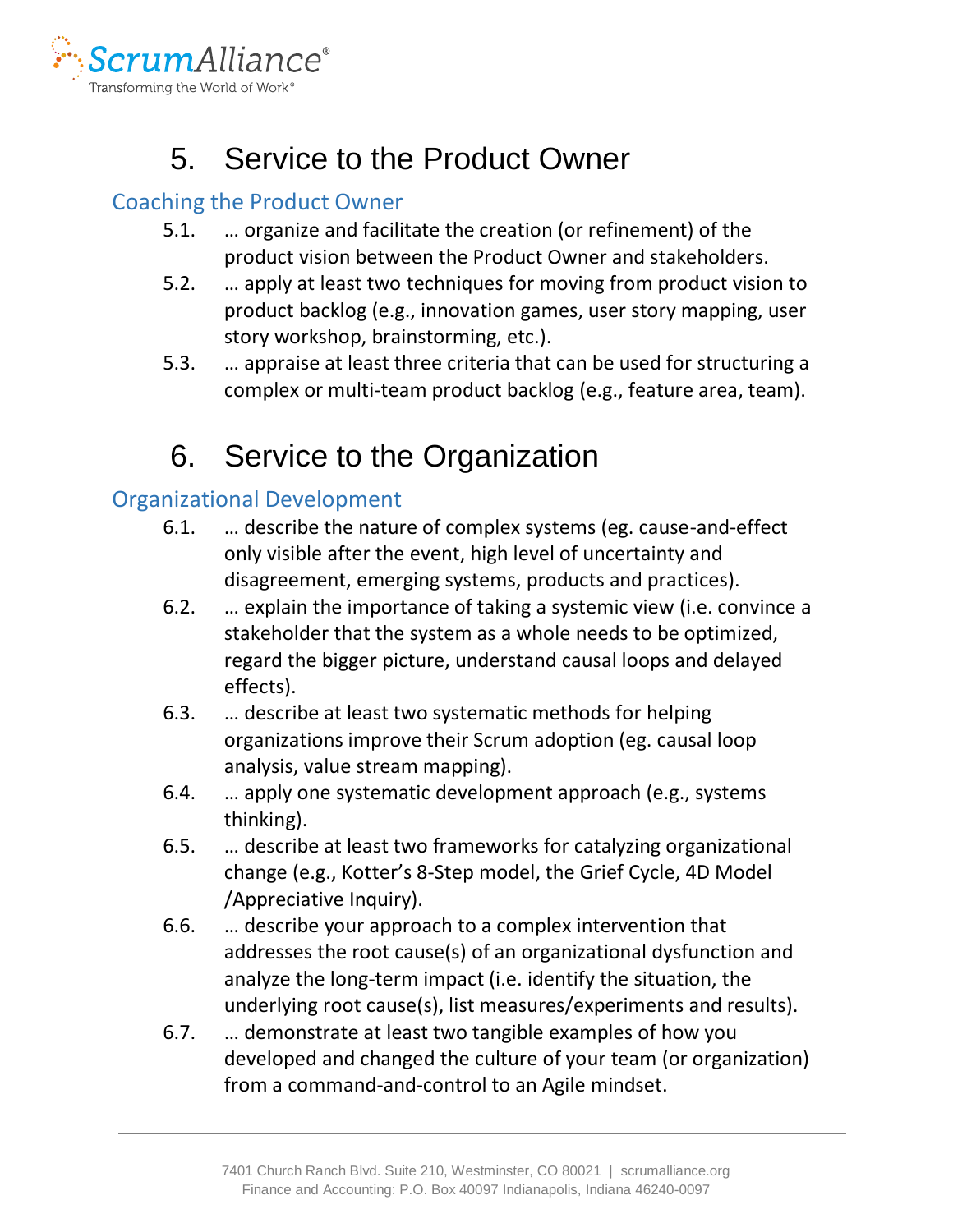# 5. Service to the Product Owner

## Coaching the Product Owner

5.1. … organize and facilitate the creation (or refinement) of the product vision between the Product Owner and stakeholders.

5.2. … apply at least two techniques for moving from product vision to product backlog (e.g., innovation games, user story mapping, user story workshop, brainstorming, etc.).

5.3. … appraise at least three criteria that can be used for structuring a complex or multi-team product backlog (e.g., feature area, team).

# 6. Service to the Organization

## Organizational Development

6.1. … describe the nature of complex systems (eg. cause-and-effect only visible after the event, high level of uncertainty and disagreement, emerging systems, products and practices).

6.2. … explain the importance of taking a systemic view (i.e. convince a stakeholder that the system as a whole needs to be optimized, regard the bigger picture, understand causal loops and delayed effects).

6.3. … describe at least two systematic methods for helping organizations improve their Scrum adoption (eg. causal loop analysis, value stream mapping).

6.4. … apply one systematic development approach (e.g., systems thinking).

6.5. … describe at least two frameworks for catalyzing organizational change (e.g., Kotter's 8-Step model, the Grief Cycle, 4D Model /Appreciative Inquiry).

6.6. … describe your approach to a complex intervention that addresses the root cause(s) of an organizational dysfunction and analyze the long-term impact (i.e. identify the situation, the underlying root cause(s), list measures/experiments and results).

6.7. … demonstrate at least two tangible examples of how you developed and changed the culture of your team (or organization) from a command-and-control to an Agile mindset.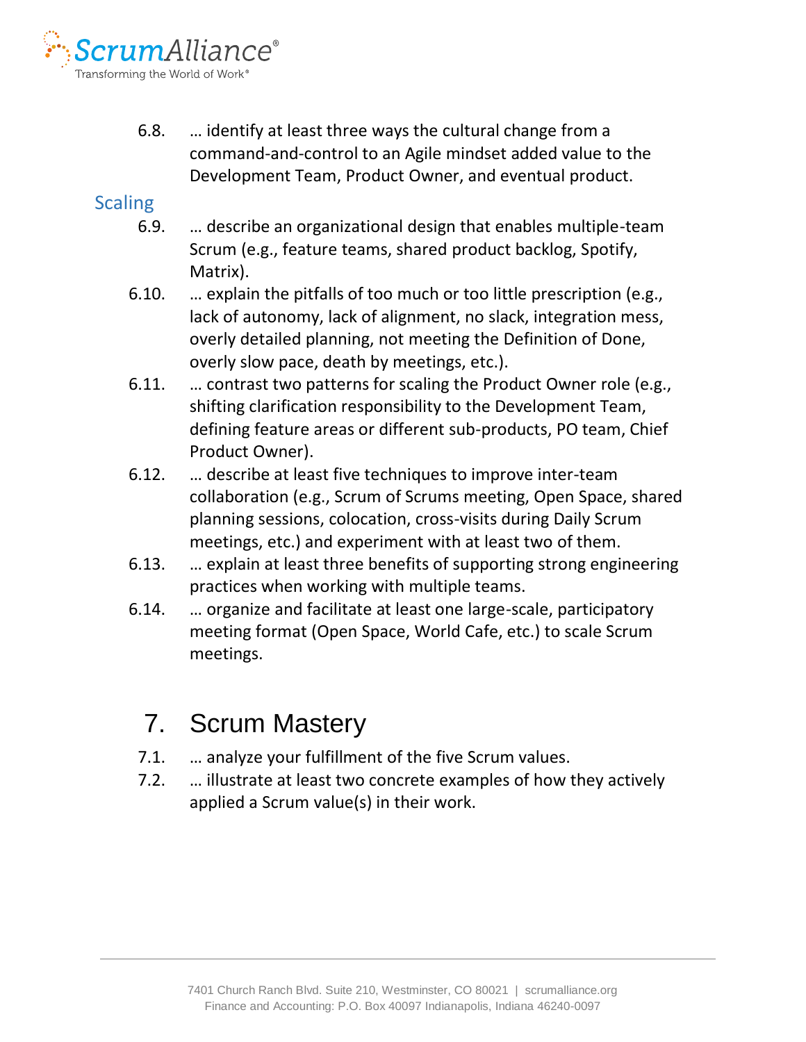6.8. … identify at least three ways the cultural change from a command-and-control to an Agile mindset added value to the Development Team, Product Owner, and eventual product.

### Scaling

6.9. … describe an organizational design that enables multiple-team Scrum (e.g., feature teams, shared product backlog, Spotify, Matrix).

6.10. … explain the pitfalls of too much or too little prescription (e.g., lack of autonomy, lack of alignment, no slack, integration mess, overly detailed planning, not meeting the Definition of Done, overly slow pace, death by meetings, etc.).

6.11. … contrast two patterns for scaling the Product Owner role (e.g., shifting clarification responsibility to the Development Team, defining feature areas or different sub-products, PO team, Chief Product Owner).

6.12. … describe at least five techniques to improve inter-team collaboration (e.g., Scrum of Scrums meeting, Open Space, shared planning sessions, colocation, cross-visits during Daily Scrum meetings, etc.) and experiment with at least two of them.

6.13. … explain at least three benefits of supporting strong engineering practices when working with multiple teams.

6.14. … organize and facilitate at least one large-scale, participatory meeting format (Open Space, World Cafe, etc.) to scale Scrum meetings.

## 7. Scrum Mastery

7.1. … analyze your fulfillment of the five Scrum values.

7.2. … illustrate at least two concrete examples of how they actively applied a Scrum value(s) in their work.